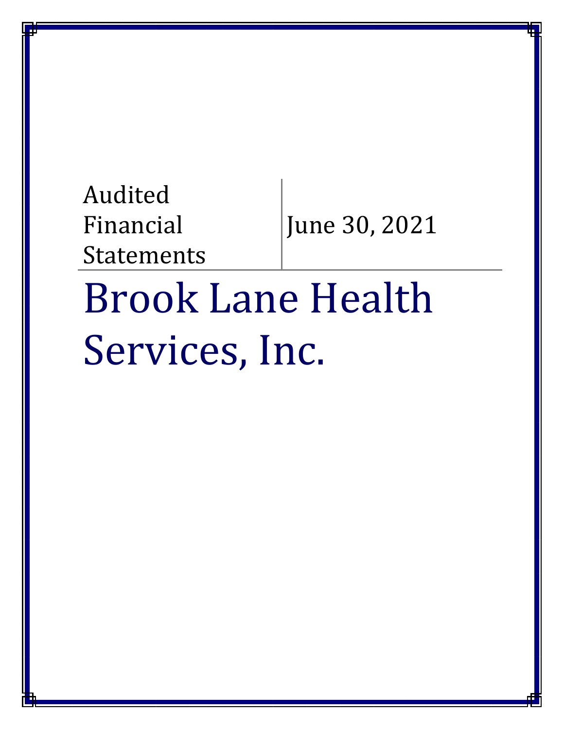Audited Financial Statements

June 30, 2021

# Brook Lane Health Services, Inc.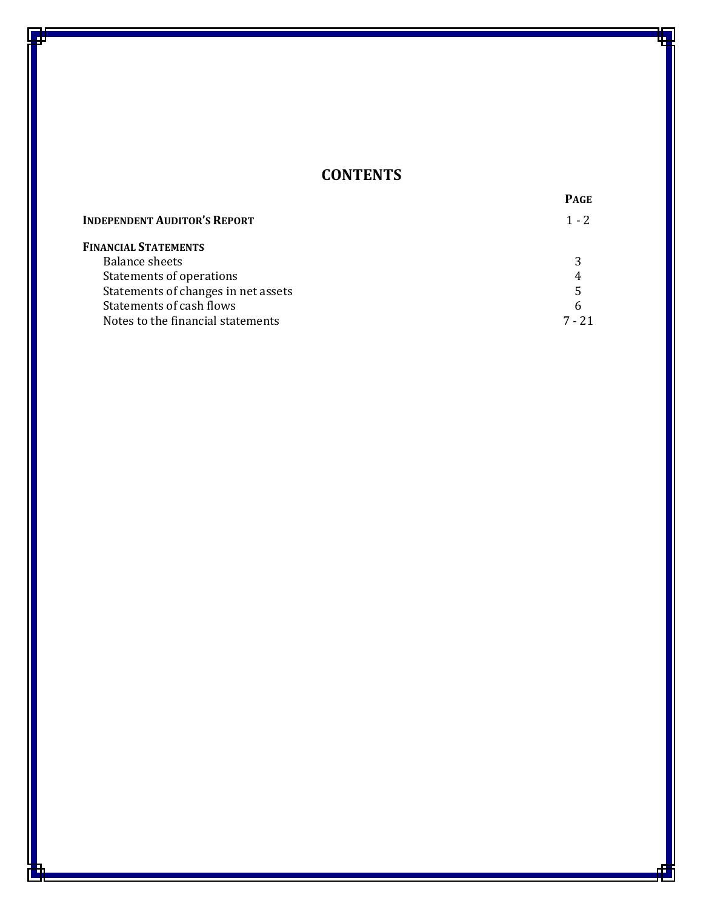# CONTENTS

| | PAGE |
|---|---|
| **INDEPENDENT AUDITOR'S REPORT** | 1 - 2 |
| **FINANCIAL STATEMENTS** | |
| Balance sheets | 3 |
| Statements of operations | 4 |
| Statements of changes in net assets | 5 |
| Statements of cash flows | 6 |
| Notes to the financial statements | 7 - 21 |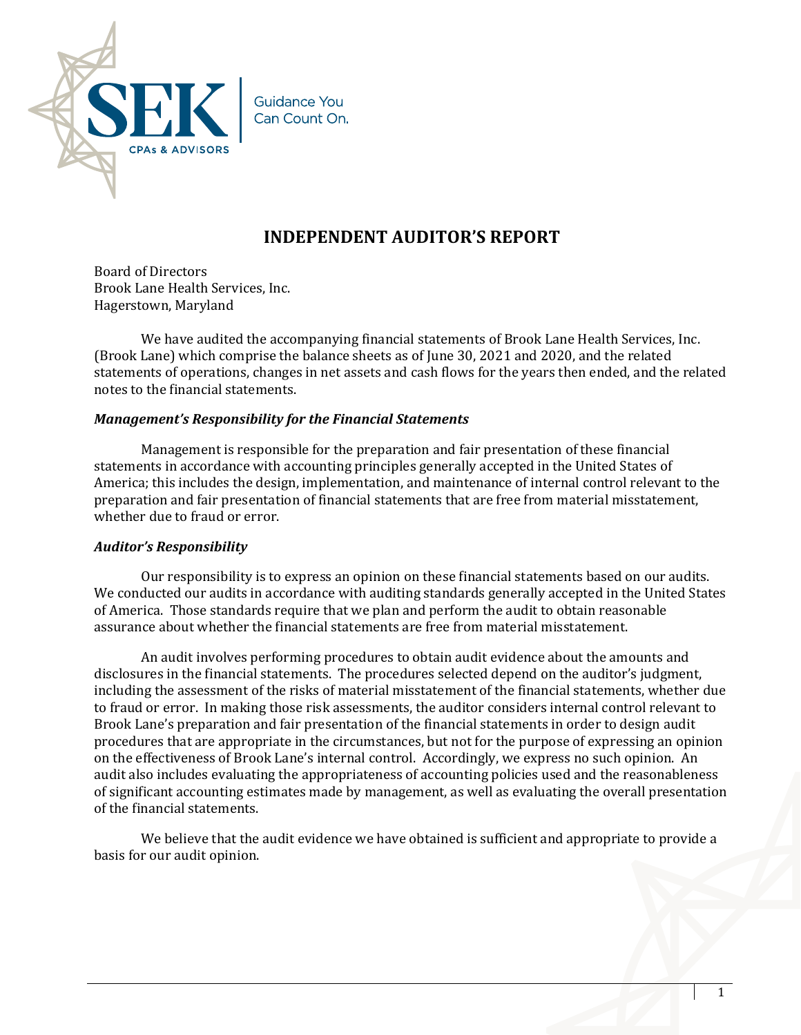# INDEPENDENT AUDITOR'S REPORT

Board of Directors
Brook Lane Health Services, Inc.
Hagerstown, Maryland

We have audited the accompanying financial statements of Brook Lane Health Services, Inc. (Brook Lane) which comprise the balance sheets as of June 30, 2021 and 2020, and the related statements of operations, changes in net assets and cash flows for the years then ended, and the related notes to the financial statements.

### *Management's Responsibility for the Financial Statements*

Management is responsible for the preparation and fair presentation of these financial statements in accordance with accounting principles generally accepted in the United States of America; this includes the design, implementation, and maintenance of internal control relevant to the preparation and fair presentation of financial statements that are free from material misstatement, whether due to fraud or error.

### *Auditor's Responsibility*

Our responsibility is to express an opinion on these financial statements based on our audits. We conducted our audits in accordance with auditing standards generally accepted in the United States of America. Those standards require that we plan and perform the audit to obtain reasonable assurance about whether the financial statements are free from material misstatement.

An audit involves performing procedures to obtain audit evidence about the amounts and disclosures in the financial statements. The procedures selected depend on the auditor's judgment, including the assessment of the risks of material misstatement of the financial statements, whether due to fraud or error. In making those risk assessments, the auditor considers internal control relevant to Brook Lane's preparation and fair presentation of the financial statements in order to design audit procedures that are appropriate in the circumstances, but not for the purpose of expressing an opinion on the effectiveness of Brook Lane's internal control. Accordingly, we express no such opinion. An audit also includes evaluating the appropriateness of accounting policies used and the reasonableness of significant accounting estimates made by management, as well as evaluating the overall presentation of the financial statements.

We believe that the audit evidence we have obtained is sufficient and appropriate to provide a basis for our audit opinion.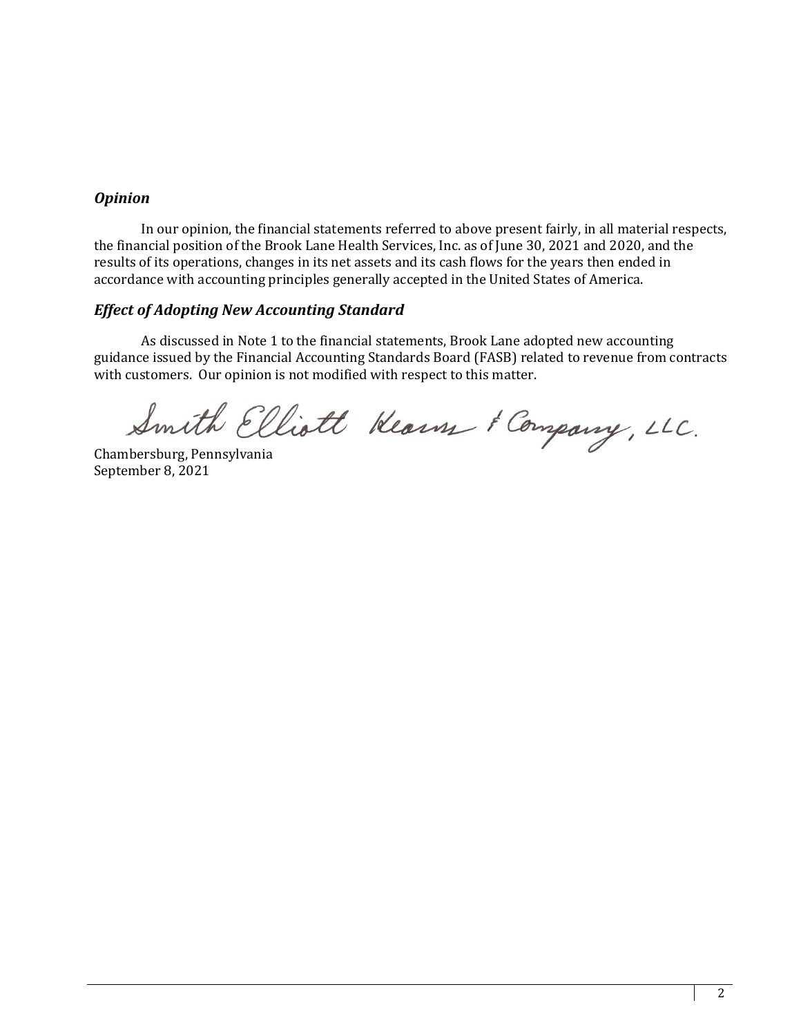### *Opinion*

In our opinion, the financial statements referred to above present fairly, in all material respects, the financial position of the Brook Lane Health Services, Inc. as of June 30, 2021 and 2020, and the results of its operations, changes in its net assets and its cash flows for the years then ended in accordance with accounting principles generally accepted in the United States of America.

### *Effect of Adopting New Accounting Standard*

As discussed in Note 1 to the financial statements, Brook Lane adopted new accounting guidance issued by the Financial Accounting Standards Board (FASB) related to revenue from contracts with customers. Our opinion is not modified with respect to this matter.

Smith Elliott Kearns & Company, LLC.

Chambersburg, Pennsylvania
September 8, 2021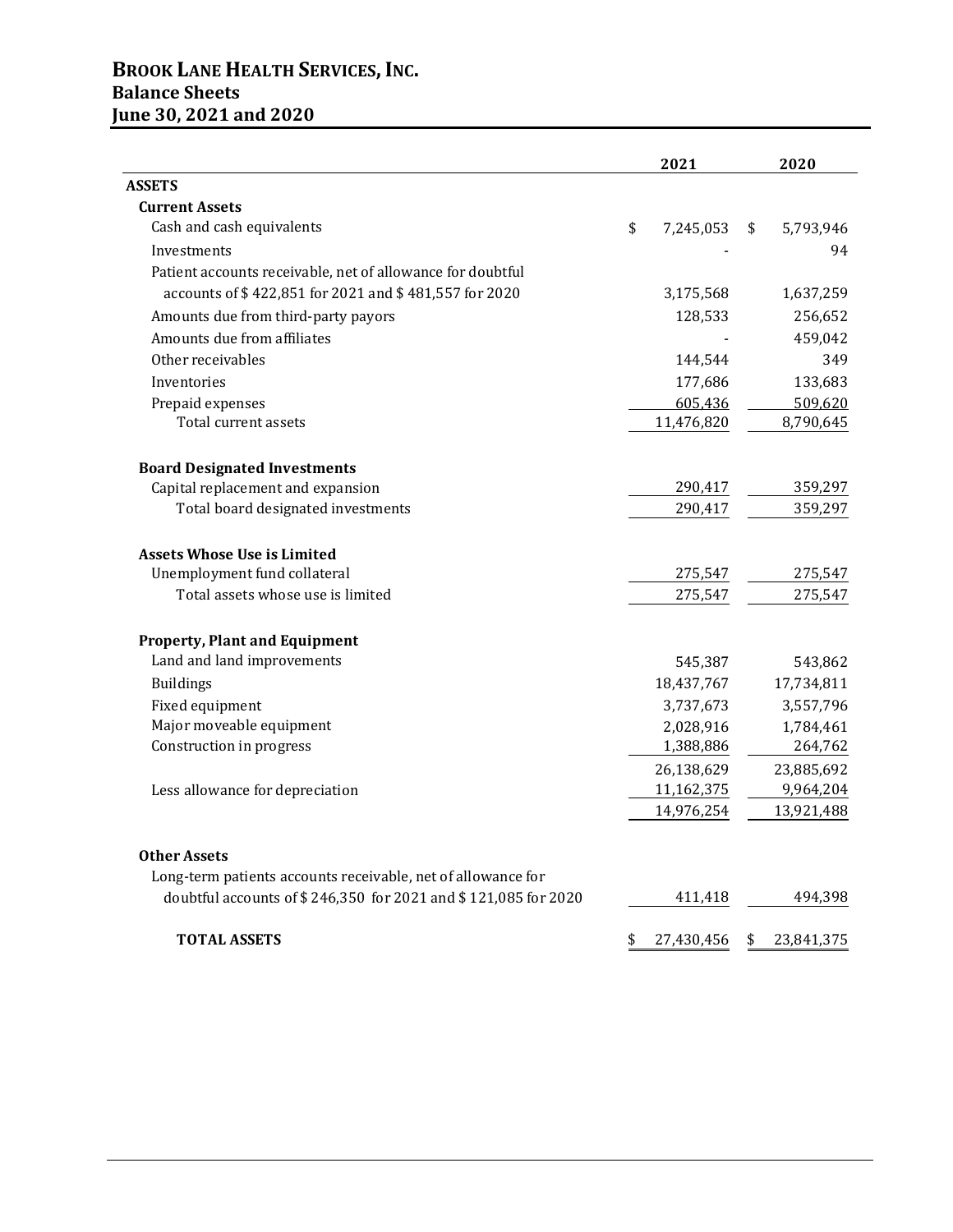# BROOK LANE HEALTH SERVICES, INC.
## Balance Sheets
## June 30, 2021 and 2020

| | 2021 | 2020 |
|---|---|---|
| **ASSETS** | | |
| **Current Assets** | | |
| Cash and cash equivalents | $ 7,245,053 | $ 5,793,946 |
| Investments | - | 94 |
| Patient accounts receivable, net of allowance for doubtful accounts of $ 422,851 for 2021 and $ 481,557 for 2020 | 3,175,568 | 1,637,259 |
| Amounts due from third-party payors | 128,533 | 256,652 |
| Amounts due from affiliates | - | 459,042 |
| Other receivables | 144,544 | 349 |
| Inventories | 177,686 | 133,683 |
| Prepaid expenses | 605,436 | 509,620 |
| Total current assets | 11,476,820 | 8,790,645 |
| | | |
| **Board Designated Investments** | | |
| Capital replacement and expansion | 290,417 | 359,297 |
| Total board designated investments | 290,417 | 359,297 |
| | | |
| **Assets Whose Use is Limited** | | |
| Unemployment fund collateral | 275,547 | 275,547 |
| Total assets whose use is limited | 275,547 | 275,547 |
| | | |
| **Property, Plant and Equipment** | | |
| Land and land improvements | 545,387 | 543,862 |
| Buildings | 18,437,767 | 17,734,811 |
| Fixed equipment | 3,737,673 | 3,557,796 |
| Major moveable equipment | 2,028,916 | 1,784,461 |
| Construction in progress | 1,388,886 | 264,762 |
| | 26,138,629 | 23,885,692 |
| Less allowance for depreciation | 11,162,375 | 9,964,204 |
| | 14,976,254 | 13,921,488 |
| | | |
| **Other Assets** | | |
| Long-term patients accounts receivable, net of allowance for doubtful accounts of $ 246,350 for 2021 and $ 121,085 for 2020 | 411,418 | 494,398 |
| | | |
| **TOTAL ASSETS** | $ 27,430,456 | $ 23,841,375 |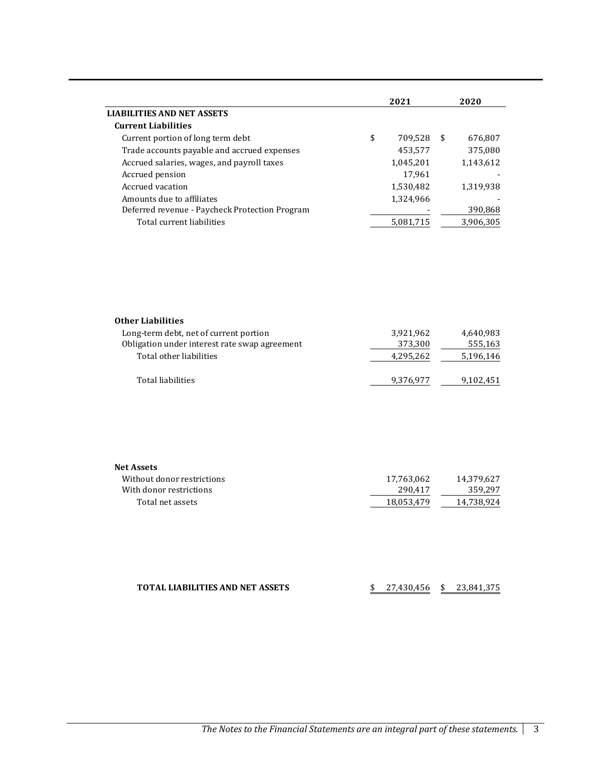| | 2021 | 2020 |
|---|---|---|
| **LIABILITIES AND NET ASSETS** | | |
| **Current Liabilities** | | |
| Current portion of long term debt | $ 709,528 | $ 676,807 |
| Trade accounts payable and accrued expenses | 453,577 | 375,080 |
| Accrued salaries, wages, and payroll taxes | 1,045,201 | 1,143,612 |
| Accrued pension | 17,961 | - |
| Accrued vacation | 1,530,482 | 1,319,938 |
| Amounts due to affiliates | 1,324,966 | - |
| Deferred revenue - Paycheck Protection Program | - | 390,868 |
| Total current liabilities | 5,081,715 | 3,906,305 |
| **Other Liabilities** | | |
| Long-term debt, net of current portion | 3,921,962 | 4,640,983 |
| Obligation under interest rate swap agreement | 373,300 | 555,163 |
| Total other liabilities | 4,295,262 | 5,196,146 |
| Total liabilities | 9,376,977 | 9,102,451 |
| **Net Assets** | | |
| Without donor restrictions | 17,763,062 | 14,379,627 |
| With donor restrictions | 290,417 | 359,297 |
| Total net assets | 18,053,479 | 14,738,924 |
| **TOTAL LIABILITIES AND NET ASSETS** | $ 27,430,456 | $ 23,841,375 |

*The Notes to the Financial Statements are an integral part of these statements.*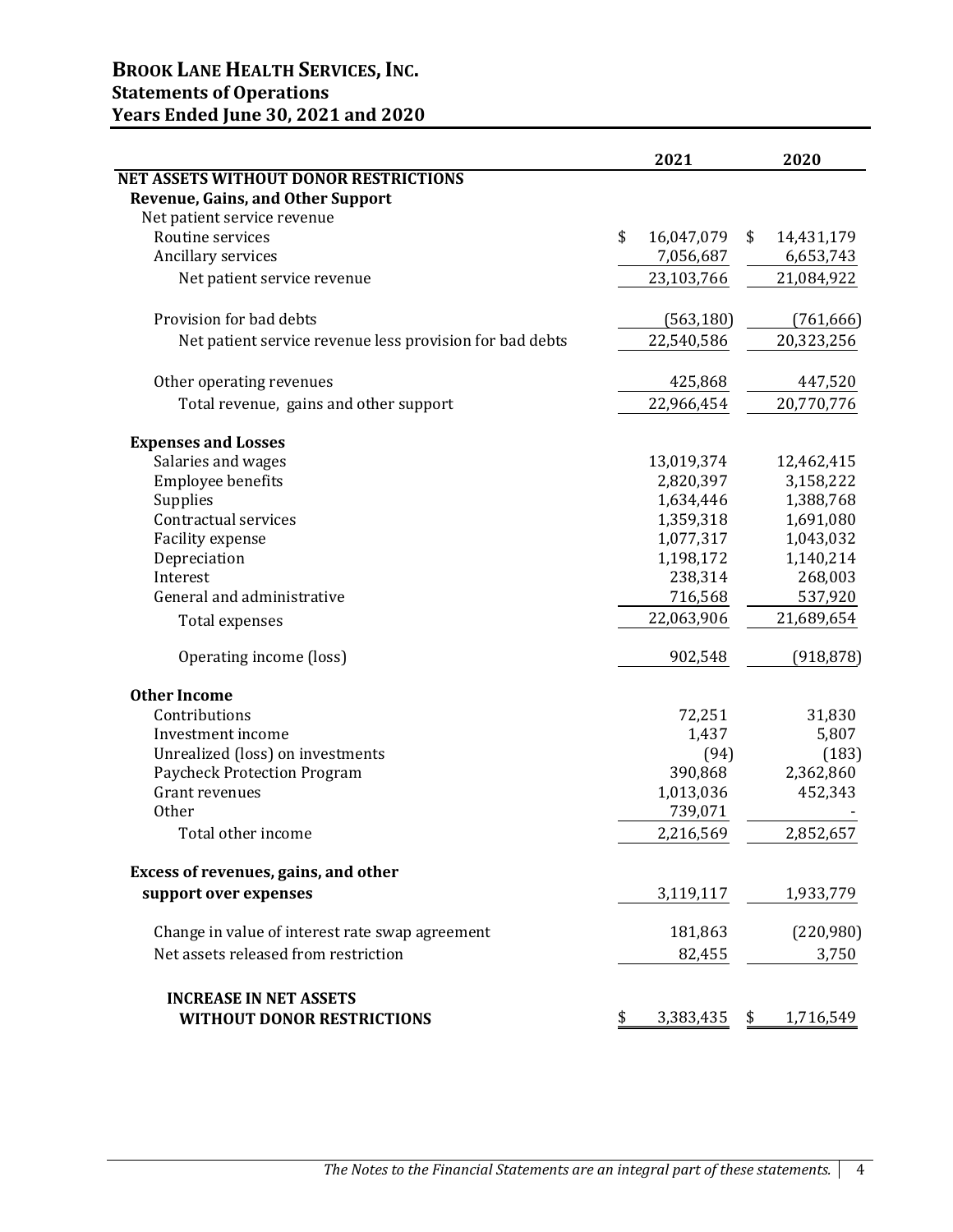# BROOK LANE HEALTH SERVICES, INC.
## Statements of Operations
## Years Ended June 30, 2021 and 2020

| | 2021 | 2020 |
|---|---|---|
| **NET ASSETS WITHOUT DONOR RESTRICTIONS** | | |
| **Revenue, Gains, and Other Support** | | |
| Net patient service revenue | | |
| Routine services | $ 16,047,079 | $ 14,431,179 |
| Ancillary services | 7,056,687 | 6,653,743 |
| Net patient service revenue | 23,103,766 | 21,084,922 |
| Provision for bad debts | (563,180) | (761,666) |
| Net patient service revenue less provision for bad debts | 22,540,586 | 20,323,256 |
| Other operating revenues | 425,868 | 447,520 |
| Total revenue, gains and other support | 22,966,454 | 20,770,776 |
| **Expenses and Losses** | | |
| Salaries and wages | 13,019,374 | 12,462,415 |
| Employee benefits | 2,820,397 | 3,158,222 |
| Supplies | 1,634,446 | 1,388,768 |
| Contractual services | 1,359,318 | 1,691,080 |
| Facility expense | 1,077,317 | 1,043,032 |
| Depreciation | 1,198,172 | 1,140,214 |
| Interest | 238,314 | 268,003 |
| General and administrative | 716,568 | 537,920 |
| Total expenses | 22,063,906 | 21,689,654 |
| Operating income (loss) | 902,548 | (918,878) |
| **Other Income** | | |
| Contributions | 72,251 | 31,830 |
| Investment income | 1,437 | 5,807 |
| Unrealized (loss) on investments | (94) | (183) |
| Paycheck Protection Program | 390,868 | 2,362,860 |
| Grant revenues | 1,013,036 | 452,343 |
| Other | 739,071 | - |
| Total other income | 2,216,569 | 2,852,657 |
| **Excess of revenues, gains, and other support over expenses** | 3,119,117 | 1,933,779 |
| Change in value of interest rate swap agreement | 181,863 | (220,980) |
| Net assets released from restriction | 82,455 | 3,750 |
| **INCREASE IN NET ASSETS WITHOUT DONOR RESTRICTIONS** | $ 3,383,435 | $ 1,716,549 |

*The Notes to the Financial Statements are an integral part of these statements.*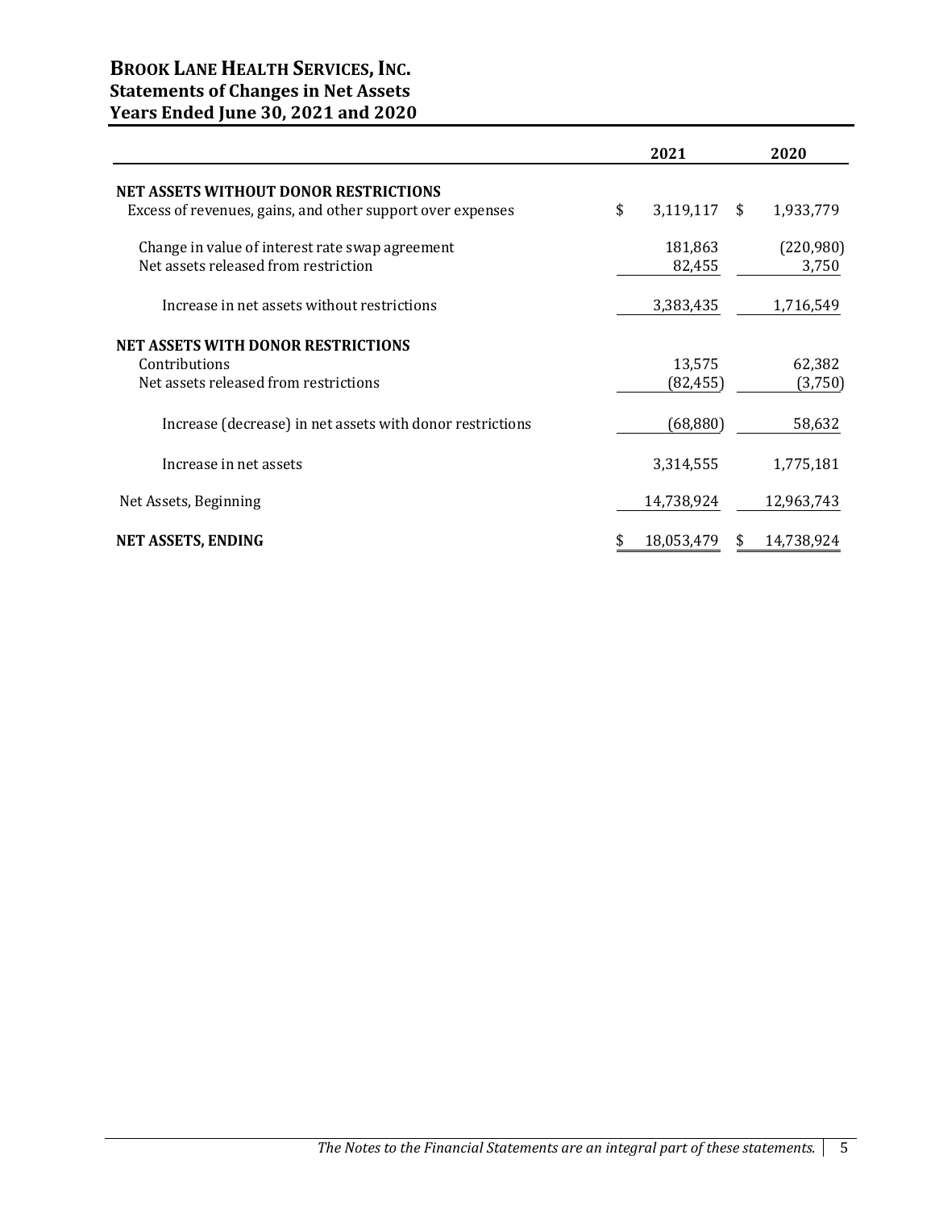# BROOK LANE HEALTH SERVICES, INC.
## Statements of Changes in Net Assets
## Years Ended June 30, 2021 and 2020

| | 2021 | 2020 |
|---|---|---|
| **NET ASSETS WITHOUT DONOR RESTRICTIONS** | | |
| Excess of revenues, gains, and other support over expenses | $ 3,119,117 | $ 1,933,779 |
| Change in value of interest rate swap agreement | 181,863 | (220,980) |
| Net assets released from restriction | 82,455 | 3,750 |
| Increase in net assets without restrictions | 3,383,435 | 1,716,549 |
| **NET ASSETS WITH DONOR RESTRICTIONS** | | |
| Contributions | 13,575 | 62,382 |
| Net assets released from restrictions | (82,455) | (3,750) |
| Increase (decrease) in net assets with donor restrictions | (68,880) | 58,632 |
| Increase in net assets | 3,314,555 | 1,775,181 |
| Net Assets, Beginning | 14,738,924 | 12,963,743 |
| **NET ASSETS, ENDING** | $ 18,053,479 | $ 14,738,924 |

*The Notes to the Financial Statements are an integral part of these statements.*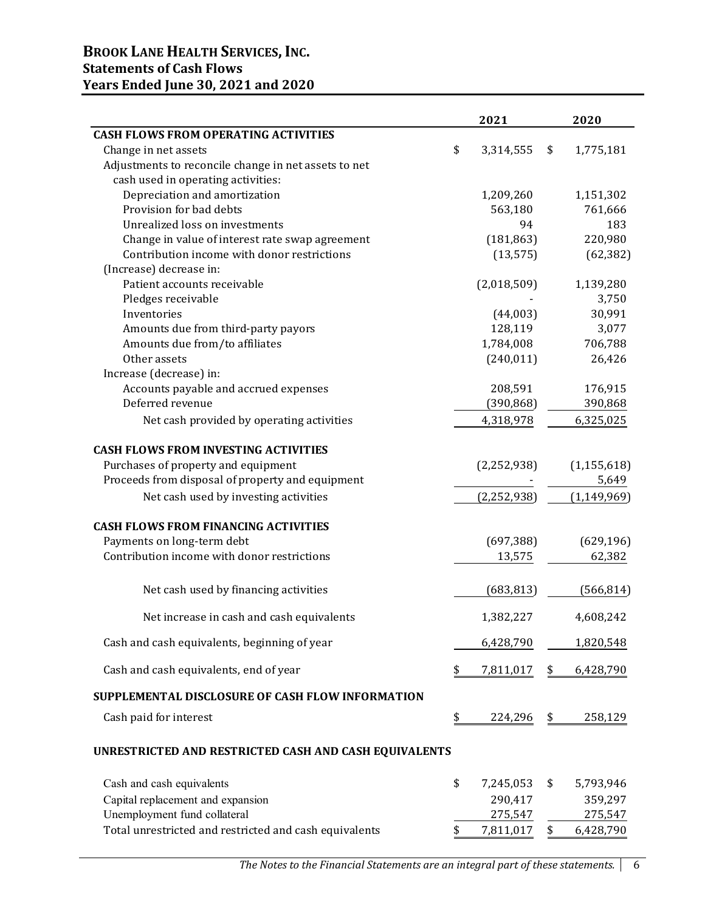# BROOK LANE HEALTH SERVICES, INC.
## Statements of Cash Flows
## Years Ended June 30, 2021 and 2020

| | 2021 | 2020 |
|---|---|---|
| **CASH FLOWS FROM OPERATING ACTIVITIES** | | |
| Change in net assets | $ 3,314,555 | $ 1,775,181 |
| Adjustments to reconcile change in net assets to net cash used in operating activities: | | |
| Depreciation and amortization | 1,209,260 | 1,151,302 |
| Provision for bad debts | 563,180 | 761,666 |
| Unrealized loss on investments | 94 | 183 |
| Change in value of interest rate swap agreement | (181,863) | 220,980 |
| Contribution income with donor restrictions | (13,575) | (62,382) |
| (Increase) decrease in: | | |
| Patient accounts receivable | (2,018,509) | 1,139,280 |
| Pledges receivable | - | 3,750 |
| Inventories | (44,003) | 30,991 |
| Amounts due from third-party payors | 128,119 | 3,077 |
| Amounts due from/to affiliates | 1,784,008 | 706,788 |
| Other assets | (240,011) | 26,426 |
| Increase (decrease) in: | | |
| Accounts payable and accrued expenses | 208,591 | 176,915 |
| Deferred revenue | (390,868) | 390,868 |
| Net cash provided by operating activities | 4,318,978 | 6,325,025 |
| **CASH FLOWS FROM INVESTING ACTIVITIES** | | |
| Purchases of property and equipment | (2,252,938) | (1,155,618) |
| Proceeds from disposal of property and equipment | - | 5,649 |
| Net cash used by investing activities | (2,252,938) | (1,149,969) |
| **CASH FLOWS FROM FINANCING ACTIVITIES** | | |
| Payments on long-term debt | (697,388) | (629,196) |
| Contribution income with donor restrictions | 13,575 | 62,382 |
| Net cash used by financing activities | (683,813) | (566,814) |
| Net increase in cash and cash equivalents | 1,382,227 | 4,608,242 |
| Cash and cash equivalents, beginning of year | 6,428,790 | 1,820,548 |
| Cash and cash equivalents, end of year | $ 7,811,017 | $ 6,428,790 |
| **SUPPLEMENTAL DISCLOSURE OF CASH FLOW INFORMATION** | | |
| Cash paid for interest | $ 224,296 | $ 258,129 |
| **UNRESTRICTED AND RESTRICTED CASH AND CASH EQUIVALENTS** | | |
| Cash and cash equivalents | $ 7,245,053 | $ 5,793,946 |
| Capital replacement and expansion | 290,417 | 359,297 |
| Unemployment fund collateral | 275,547 | 275,547 |
| Total unrestricted and restricted and cash equivalents | $ 7,811,017 | $ 6,428,790 |

*The Notes to the Financial Statements are an integral part of these statements.*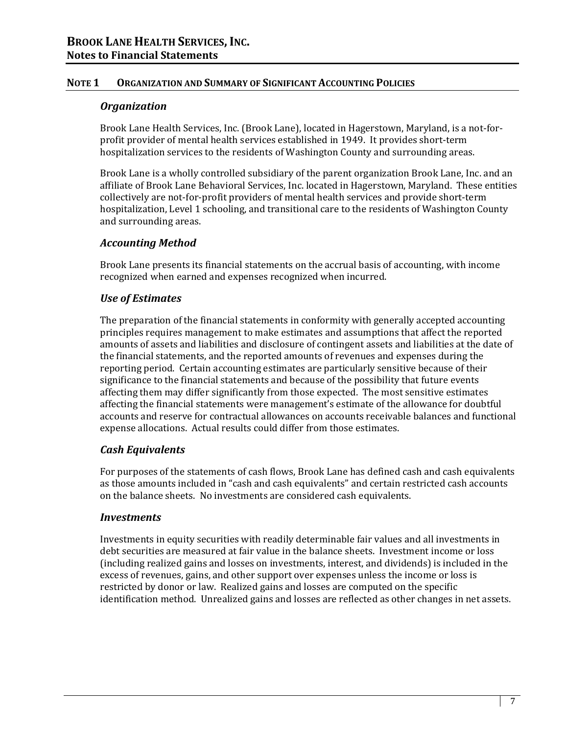## NOTE 1 ORGANIZATION AND SUMMARY OF SIGNIFICANT ACCOUNTING POLICIES

### *Organization*

Brook Lane Health Services, Inc. (Brook Lane), located in Hagerstown, Maryland, is a not-for-profit provider of mental health services established in 1949. It provides short-term hospitalization services to the residents of Washington County and surrounding areas.

Brook Lane is a wholly controlled subsidiary of the parent organization Brook Lane, Inc. and an affiliate of Brook Lane Behavioral Services, Inc. located in Hagerstown, Maryland. These entities collectively are not-for-profit providers of mental health services and provide short-term hospitalization, Level 1 schooling, and transitional care to the residents of Washington County and surrounding areas.

### *Accounting Method*

Brook Lane presents its financial statements on the accrual basis of accounting, with income recognized when earned and expenses recognized when incurred.

### *Use of Estimates*

The preparation of the financial statements in conformity with generally accepted accounting principles requires management to make estimates and assumptions that affect the reported amounts of assets and liabilities and disclosure of contingent assets and liabilities at the date of the financial statements, and the reported amounts of revenues and expenses during the reporting period. Certain accounting estimates are particularly sensitive because of their significance to the financial statements and because of the possibility that future events affecting them may differ significantly from those expected. The most sensitive estimates affecting the financial statements were management's estimate of the allowance for doubtful accounts and reserve for contractual allowances on accounts receivable balances and functional expense allocations. Actual results could differ from those estimates.

### *Cash Equivalents*

For purposes of the statements of cash flows, Brook Lane has defined cash and cash equivalents as those amounts included in "cash and cash equivalents" and certain restricted cash accounts on the balance sheets. No investments are considered cash equivalents.

### *Investments*

Investments in equity securities with readily determinable fair values and all investments in debt securities are measured at fair value in the balance sheets. Investment income or loss (including realized gains and losses on investments, interest, and dividends) is included in the excess of revenues, gains, and other support over expenses unless the income or loss is restricted by donor or law. Realized gains and losses are computed on the specific identification method. Unrealized gains and losses are reflected as other changes in net assets.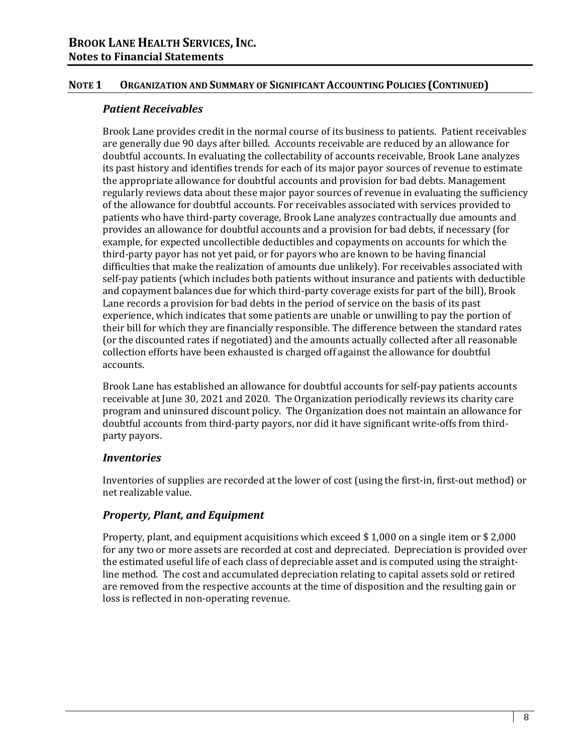## NOTE 1 ORGANIZATION AND SUMMARY OF SIGNIFICANT ACCOUNTING POLICIES (CONTINUED)

### *Patient Receivables*

Brook Lane provides credit in the normal course of its business to patients. Patient receivables are generally due 90 days after billed. Accounts receivable are reduced by an allowance for doubtful accounts. In evaluating the collectability of accounts receivable, Brook Lane analyzes its past history and identifies trends for each of its major payor sources of revenue to estimate the appropriate allowance for doubtful accounts and provision for bad debts. Management regularly reviews data about these major payor sources of revenue in evaluating the sufficiency of the allowance for doubtful accounts. For receivables associated with services provided to patients who have third-party coverage, Brook Lane analyzes contractually due amounts and provides an allowance for doubtful accounts and a provision for bad debts, if necessary (for example, for expected uncollectible deductibles and copayments on accounts for which the third-party payor has not yet paid, or for payors who are known to be having financial difficulties that make the realization of amounts due unlikely). For receivables associated with self-pay patients (which includes both patients without insurance and patients with deductible and copayment balances due for which third-party coverage exists for part of the bill), Brook Lane records a provision for bad debts in the period of service on the basis of its past experience, which indicates that some patients are unable or unwilling to pay the portion of their bill for which they are financially responsible. The difference between the standard rates (or the discounted rates if negotiated) and the amounts actually collected after all reasonable collection efforts have been exhausted is charged off against the allowance for doubtful accounts.

Brook Lane has established an allowance for doubtful accounts for self-pay patients accounts receivable at June 30, 2021 and 2020. The Organization periodically reviews its charity care program and uninsured discount policy. The Organization does not maintain an allowance for doubtful accounts from third-party payors, nor did it have significant write-offs from third-party payors.

### *Inventories*

Inventories of supplies are recorded at the lower of cost (using the first-in, first-out method) or net realizable value.

### *Property, Plant, and Equipment*

Property, plant, and equipment acquisitions which exceed $ 1,000 on a single item or $ 2,000 for any two or more assets are recorded at cost and depreciated. Depreciation is provided over the estimated useful life of each class of depreciable asset and is computed using the straight-line method. The cost and accumulated depreciation relating to capital assets sold or retired are removed from the respective accounts at the time of disposition and the resulting gain or loss is reflected in non-operating revenue.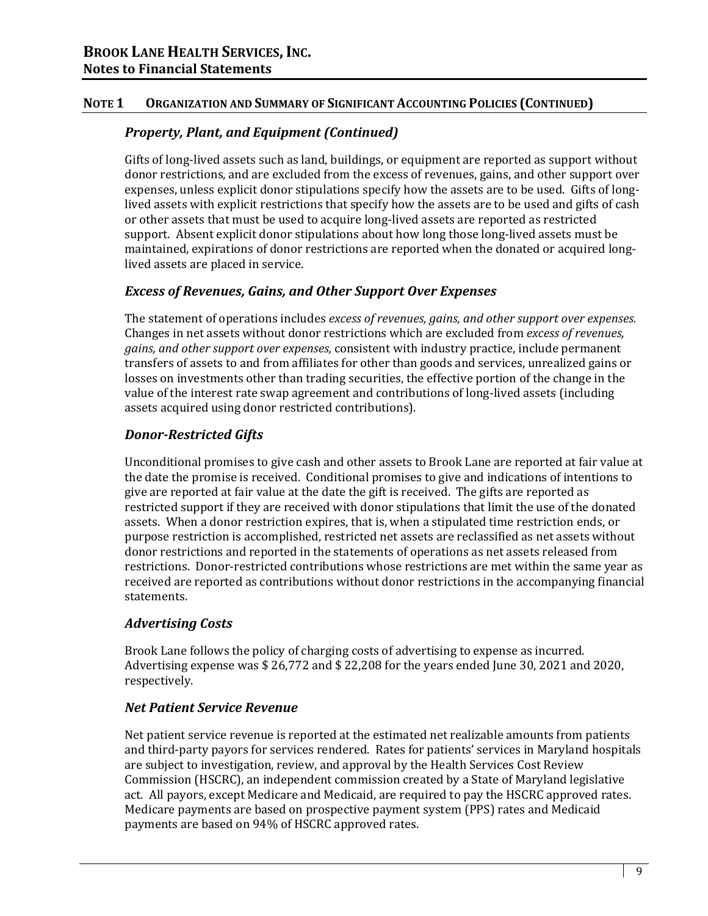## NOTE 1 ORGANIZATION AND SUMMARY OF SIGNIFICANT ACCOUNTING POLICIES (CONTINUED)

### *Property, Plant, and Equipment (Continued)*

Gifts of long-lived assets such as land, buildings, or equipment are reported as support without donor restrictions, and are excluded from the excess of revenues, gains, and other support over expenses, unless explicit donor stipulations specify how the assets are to be used. Gifts of long-lived assets with explicit restrictions that specify how the assets are to be used and gifts of cash or other assets that must be used to acquire long-lived assets are reported as restricted support. Absent explicit donor stipulations about how long those long-lived assets must be maintained, expirations of donor restrictions are reported when the donated or acquired long-lived assets are placed in service.

### *Excess of Revenues, Gains, and Other Support Over Expenses*

The statement of operations includes *excess of revenues, gains, and other support over expenses.* Changes in net assets without donor restrictions which are excluded from *excess of revenues, gains, and other support over expenses,* consistent with industry practice, include permanent transfers of assets to and from affiliates for other than goods and services, unrealized gains or losses on investments other than trading securities, the effective portion of the change in the value of the interest rate swap agreement and contributions of long-lived assets (including assets acquired using donor restricted contributions).

### *Donor-Restricted Gifts*

Unconditional promises to give cash and other assets to Brook Lane are reported at fair value at the date the promise is received. Conditional promises to give and indications of intentions to give are reported at fair value at the date the gift is received. The gifts are reported as restricted support if they are received with donor stipulations that limit the use of the donated assets. When a donor restriction expires, that is, when a stipulated time restriction ends, or purpose restriction is accomplished, restricted net assets are reclassified as net assets without donor restrictions and reported in the statements of operations as net assets released from restrictions. Donor-restricted contributions whose restrictions are met within the same year as received are reported as contributions without donor restrictions in the accompanying financial statements.

### *Advertising Costs*

Brook Lane follows the policy of charging costs of advertising to expense as incurred. Advertising expense was $ 26,772 and $ 22,208 for the years ended June 30, 2021 and 2020, respectively.

### *Net Patient Service Revenue*

Net patient service revenue is reported at the estimated net realizable amounts from patients and third-party payors for services rendered. Rates for patients' services in Maryland hospitals are subject to investigation, review, and approval by the Health Services Cost Review Commission (HSCRC), an independent commission created by a State of Maryland legislative act. All payors, except Medicare and Medicaid, are required to pay the HSCRC approved rates. Medicare payments are based on prospective payment system (PPS) rates and Medicaid payments are based on 94% of HSCRC approved rates.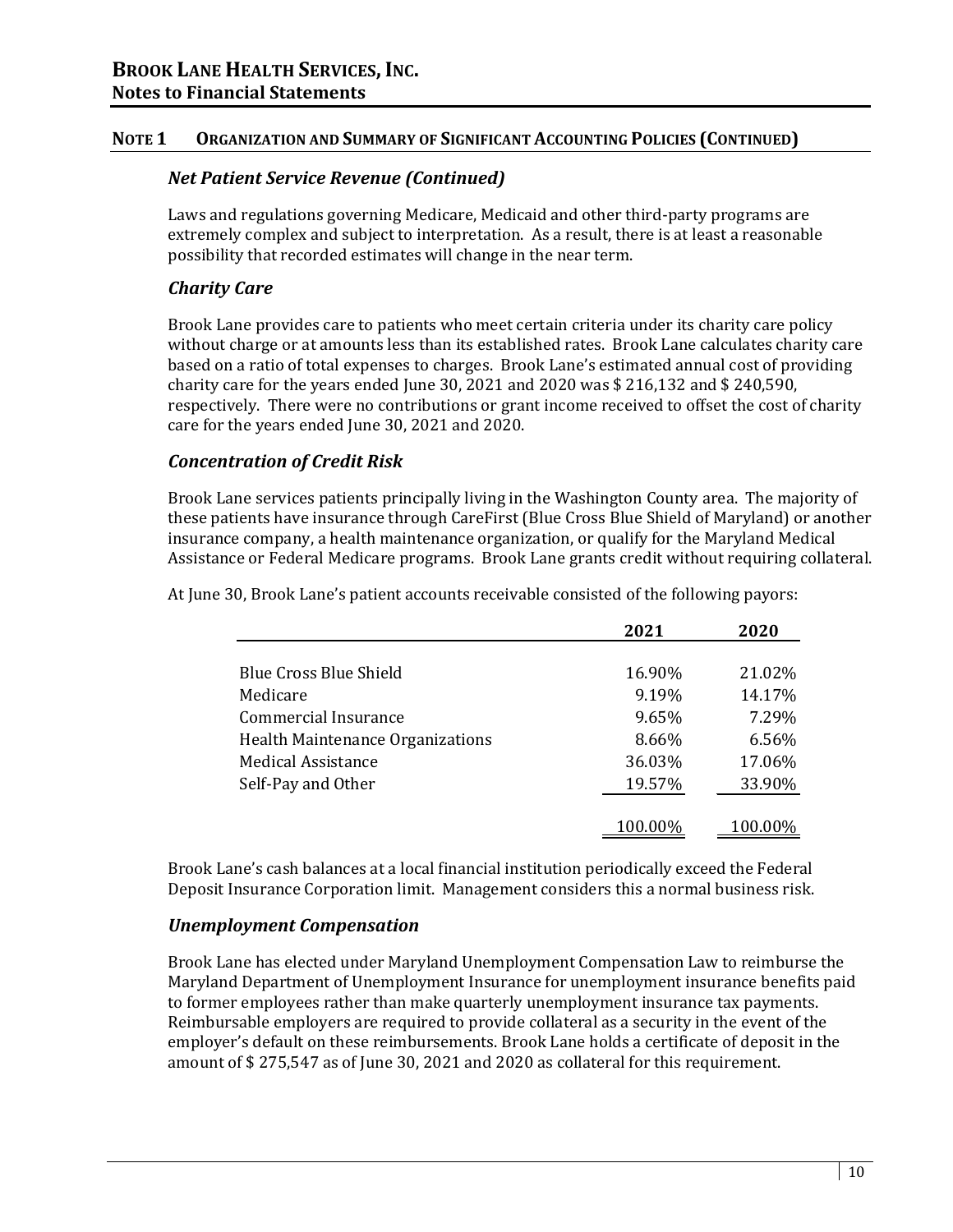## NOTE 1 ORGANIZATION AND SUMMARY OF SIGNIFICANT ACCOUNTING POLICIES (CONTINUED)

### *Net Patient Service Revenue (Continued)*

Laws and regulations governing Medicare, Medicaid and other third-party programs are extremely complex and subject to interpretation. As a result, there is at least a reasonable possibility that recorded estimates will change in the near term.

### *Charity Care*

Brook Lane provides care to patients who meet certain criteria under its charity care policy without charge or at amounts less than its established rates. Brook Lane calculates charity care based on a ratio of total expenses to charges. Brook Lane's estimated annual cost of providing charity care for the years ended June 30, 2021 and 2020 was $ 216,132 and $ 240,590, respectively. There were no contributions or grant income received to offset the cost of charity care for the years ended June 30, 2021 and 2020.

### *Concentration of Credit Risk*

Brook Lane services patients principally living in the Washington County area. The majority of these patients have insurance through CareFirst (Blue Cross Blue Shield of Maryland) or another insurance company, a health maintenance organization, or qualify for the Maryland Medical Assistance or Federal Medicare programs. Brook Lane grants credit without requiring collateral.

At June 30, Brook Lane's patient accounts receivable consisted of the following payors:

| | 2021 | 2020 |
|---|---|---|
| Blue Cross Blue Shield | 16.90% | 21.02% |
| Medicare | 9.19% | 14.17% |
| Commercial Insurance | 9.65% | 7.29% |
| Health Maintenance Organizations | 8.66% | 6.56% |
| Medical Assistance | 36.03% | 17.06% |
| Self-Pay and Other | 19.57% | 33.90% |
| | 100.00% | 100.00% |

Brook Lane's cash balances at a local financial institution periodically exceed the Federal Deposit Insurance Corporation limit. Management considers this a normal business risk.

### *Unemployment Compensation*

Brook Lane has elected under Maryland Unemployment Compensation Law to reimburse the Maryland Department of Unemployment Insurance for unemployment insurance benefits paid to former employees rather than make quarterly unemployment insurance tax payments. Reimbursable employers are required to provide collateral as a security in the event of the employer's default on these reimbursements. Brook Lane holds a certificate of deposit in the amount of $ 275,547 as of June 30, 2021 and 2020 as collateral for this requirement.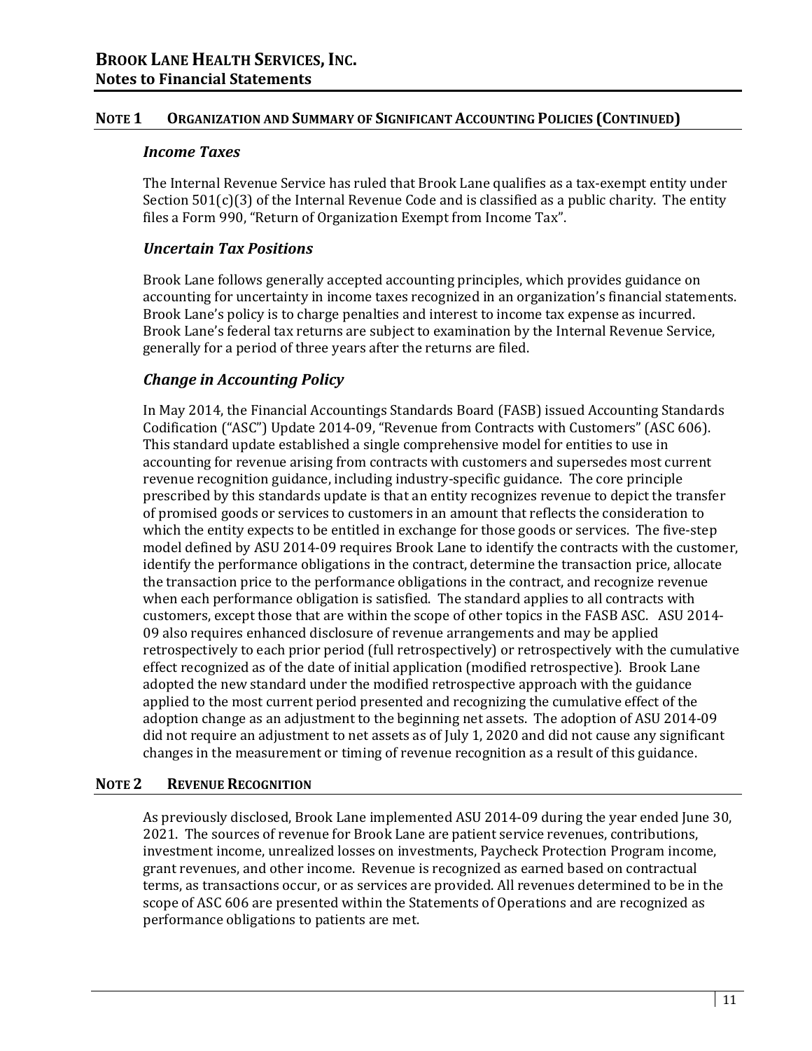## NOTE 1 ORGANIZATION AND SUMMARY OF SIGNIFICANT ACCOUNTING POLICIES (CONTINUED)

### *Income Taxes*

The Internal Revenue Service has ruled that Brook Lane qualifies as a tax-exempt entity under Section 501(c)(3) of the Internal Revenue Code and is classified as a public charity. The entity files a Form 990, "Return of Organization Exempt from Income Tax".

### *Uncertain Tax Positions*

Brook Lane follows generally accepted accounting principles, which provides guidance on accounting for uncertainty in income taxes recognized in an organization's financial statements. Brook Lane's policy is to charge penalties and interest to income tax expense as incurred. Brook Lane's federal tax returns are subject to examination by the Internal Revenue Service, generally for a period of three years after the returns are filed.

### *Change in Accounting Policy*

In May 2014, the Financial Accountings Standards Board (FASB) issued Accounting Standards Codification ("ASC") Update 2014-09, "Revenue from Contracts with Customers" (ASC 606). This standard update established a single comprehensive model for entities to use in accounting for revenue arising from contracts with customers and supersedes most current revenue recognition guidance, including industry-specific guidance. The core principle prescribed by this standards update is that an entity recognizes revenue to depict the transfer of promised goods or services to customers in an amount that reflects the consideration to which the entity expects to be entitled in exchange for those goods or services. The five-step model defined by ASU 2014-09 requires Brook Lane to identify the contracts with the customer, identify the performance obligations in the contract, determine the transaction price, allocate the transaction price to the performance obligations in the contract, and recognize revenue when each performance obligation is satisfied. The standard applies to all contracts with customers, except those that are within the scope of other topics in the FASB ASC. ASU 2014-09 also requires enhanced disclosure of revenue arrangements and may be applied retrospectively to each prior period (full retrospectively) or retrospectively with the cumulative effect recognized as of the date of initial application (modified retrospective). Brook Lane adopted the new standard under the modified retrospective approach with the guidance applied to the most current period presented and recognizing the cumulative effect of the adoption change as an adjustment to the beginning net assets. The adoption of ASU 2014-09 did not require an adjustment to net assets as of July 1, 2020 and did not cause any significant changes in the measurement or timing of revenue recognition as a result of this guidance.

## NOTE 2 REVENUE RECOGNITION

As previously disclosed, Brook Lane implemented ASU 2014-09 during the year ended June 30, 2021. The sources of revenue for Brook Lane are patient service revenues, contributions, investment income, unrealized losses on investments, Paycheck Protection Program income, grant revenues, and other income. Revenue is recognized as earned based on contractual terms, as transactions occur, or as services are provided. All revenues determined to be in the scope of ASC 606 are presented within the Statements of Operations and are recognized as performance obligations to patients are met.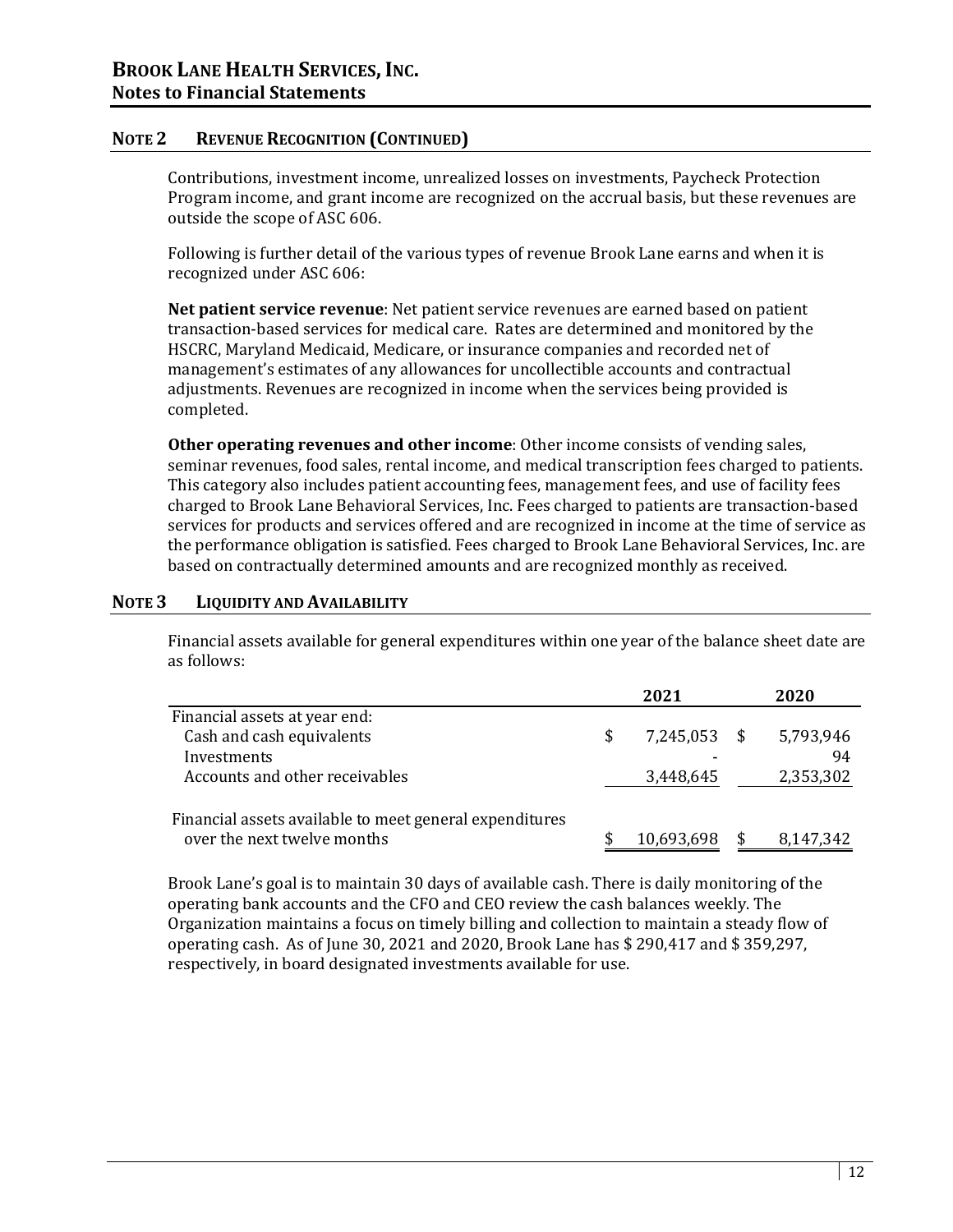## NOTE 2 REVENUE RECOGNITION (CONTINUED)

Contributions, investment income, unrealized losses on investments, Paycheck Protection Program income, and grant income are recognized on the accrual basis, but these revenues are outside the scope of ASC 606.

Following is further detail of the various types of revenue Brook Lane earns and when it is recognized under ASC 606:

**Net patient service revenue**: Net patient service revenues are earned based on patient transaction-based services for medical care. Rates are determined and monitored by the HSCRC, Maryland Medicaid, Medicare, or insurance companies and recorded net of management's estimates of any allowances for uncollectible accounts and contractual adjustments. Revenues are recognized in income when the services being provided is completed.

**Other operating revenues and other income**: Other income consists of vending sales, seminar revenues, food sales, rental income, and medical transcription fees charged to patients. This category also includes patient accounting fees, management fees, and use of facility fees charged to Brook Lane Behavioral Services, Inc. Fees charged to patients are transaction-based services for products and services offered and are recognized in income at the time of service as the performance obligation is satisfied. Fees charged to Brook Lane Behavioral Services, Inc. are based on contractually determined amounts and are recognized monthly as received.

## NOTE 3 LIQUIDITY AND AVAILABILITY

Financial assets available for general expenditures within one year of the balance sheet date are as follows:

| | 2021 | 2020 |
|---|---|---|
| Financial assets at year end: | | |
| Cash and cash equivalents | $ 7,245,053 | $ 5,793,946 |
| Investments | - | 94 |
| Accounts and other receivables | 3,448,645 | 2,353,302 |
| Financial assets available to meet general expenditures over the next twelve months | $ 10,693,698 | $ 8,147,342 |

Brook Lane's goal is to maintain 30 days of available cash. There is daily monitoring of the operating bank accounts and the CFO and CEO review the cash balances weekly. The Organization maintains a focus on timely billing and collection to maintain a steady flow of operating cash. As of June 30, 2021 and 2020, Brook Lane has $ 290,417 and $ 359,297, respectively, in board designated investments available for use.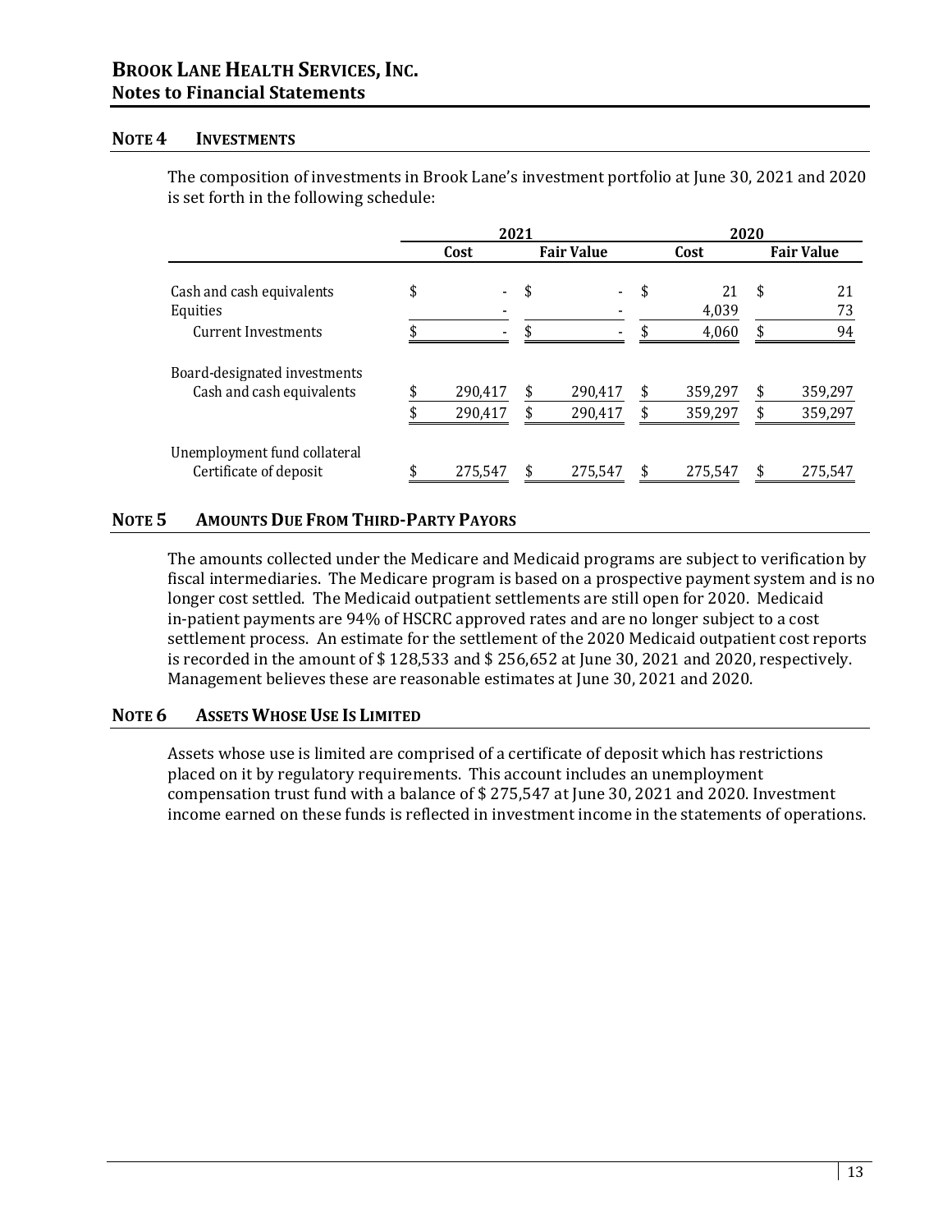## NOTE 4 INVESTMENTS

The composition of investments in Brook Lane's investment portfolio at June 30, 2021 and 2020 is set forth in the following schedule:

| | 2021 | | 2020 | |
|---|---|---|---|---|
| | Cost | Fair Value | Cost | Fair Value |
| Cash and cash equivalents | $ - | $ - | $ 21 | $ 21 |
| Equities | - | - | 4,039 | 73 |
| Current Investments | $ - | $ - | $ 4,060 | $ 94 |
| Board-designated investments | | | | |
| Cash and cash equivalents | $ 290,417 | $ 290,417 | $ 359,297 | $ 359,297 |
| | $ 290,417 | $ 290,417 | $ 359,297 | $ 359,297 |
| Unemployment fund collateral | | | | |
| Certificate of deposit | $ 275,547 | $ 275,547 | $ 275,547 | $ 275,547 |

## NOTE 5 AMOUNTS DUE FROM THIRD-PARTY PAYORS

The amounts collected under the Medicare and Medicaid programs are subject to verification by fiscal intermediaries. The Medicare program is based on a prospective payment system and is no longer cost settled. The Medicaid outpatient settlements are still open for 2020. Medicaid in-patient payments are 94% of HSCRC approved rates and are no longer subject to a cost settlement process. An estimate for the settlement of the 2020 Medicaid outpatient cost reports is recorded in the amount of $ 128,533 and $ 256,652 at June 30, 2021 and 2020, respectively. Management believes these are reasonable estimates at June 30, 2021 and 2020.

## NOTE 6 ASSETS WHOSE USE IS LIMITED

Assets whose use is limited are comprised of a certificate of deposit which has restrictions placed on it by regulatory requirements. This account includes an unemployment compensation trust fund with a balance of $ 275,547 at June 30, 2021 and 2020. Investment income earned on these funds is reflected in investment income in the statements of operations.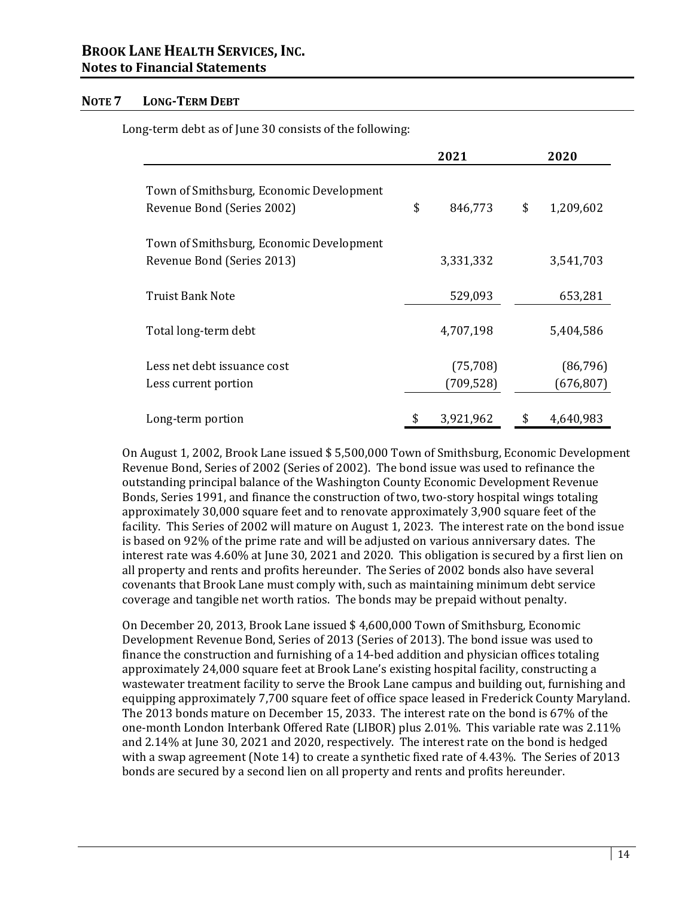## NOTE 7 LONG-TERM DEBT

Long-term debt as of June 30 consists of the following:

| | 2021 | 2020 |
|---|---|---|
| Town of Smithsburg, Economic Development Revenue Bond (Series 2002) | $ 846,773 | $ 1,209,602 |
| Town of Smithsburg, Economic Development Revenue Bond (Series 2013) | 3,331,332 | 3,541,703 |
| Truist Bank Note | 529,093 | 653,281 |
| Total long-term debt | 4,707,198 | 5,404,586 |
| Less net debt issuance cost | (75,708) | (86,796) |
| Less current portion | (709,528) | (676,807) |
| Long-term portion | $ 3,921,962 | $ 4,640,983 |

On August 1, 2002, Brook Lane issued $ 5,500,000 Town of Smithsburg, Economic Development Revenue Bond, Series of 2002 (Series of 2002). The bond issue was used to refinance the outstanding principal balance of the Washington County Economic Development Revenue Bonds, Series 1991, and finance the construction of two, two-story hospital wings totaling approximately 30,000 square feet and to renovate approximately 3,900 square feet of the facility. This Series of 2002 will mature on August 1, 2023. The interest rate on the bond issue is based on 92% of the prime rate and will be adjusted on various anniversary dates. The interest rate was 4.60% at June 30, 2021 and 2020. This obligation is secured by a first lien on all property and rents and profits hereunder. The Series of 2002 bonds also have several covenants that Brook Lane must comply with, such as maintaining minimum debt service coverage and tangible net worth ratios. The bonds may be prepaid without penalty.

On December 20, 2013, Brook Lane issued $ 4,600,000 Town of Smithsburg, Economic Development Revenue Bond, Series of 2013 (Series of 2013). The bond issue was used to finance the construction and furnishing of a 14-bed addition and physician offices totaling approximately 24,000 square feet at Brook Lane's existing hospital facility, constructing a wastewater treatment facility to serve the Brook Lane campus and building out, furnishing and equipping approximately 7,700 square feet of office space leased in Frederick County Maryland. The 2013 bonds mature on December 15, 2033. The interest rate on the bond is 67% of the one-month London Interbank Offered Rate (LIBOR) plus 2.01%. This variable rate was 2.11% and 2.14% at June 30, 2021 and 2020, respectively. The interest rate on the bond is hedged with a swap agreement (Note 14) to create a synthetic fixed rate of 4.43%. The Series of 2013 bonds are secured by a second lien on all property and rents and profits hereunder.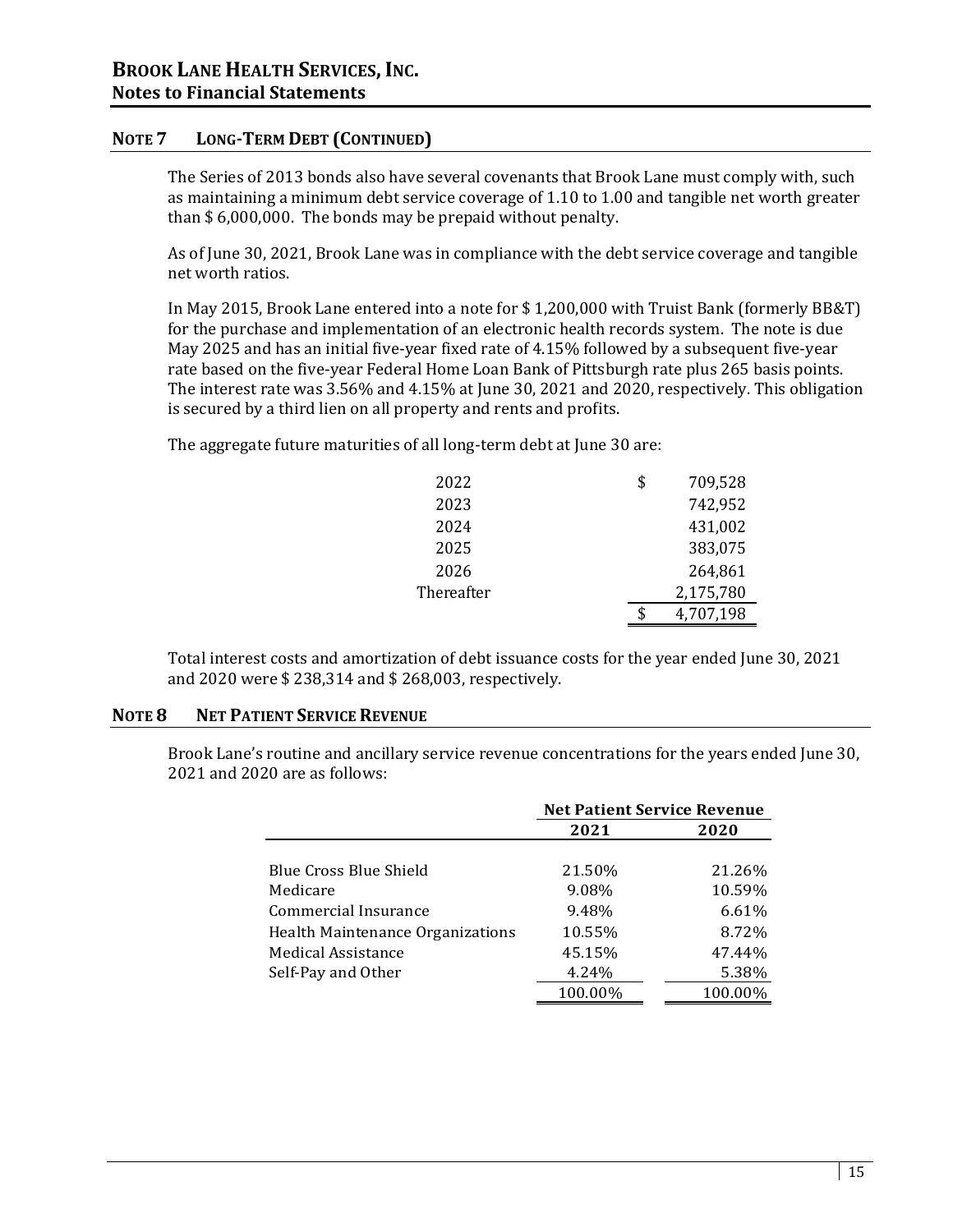## NOTE 7 LONG-TERM DEBT (CONTINUED)

The Series of 2013 bonds also have several covenants that Brook Lane must comply with, such as maintaining a minimum debt service coverage of 1.10 to 1.00 and tangible net worth greater than $ 6,000,000. The bonds may be prepaid without penalty.

As of June 30, 2021, Brook Lane was in compliance with the debt service coverage and tangible net worth ratios.

In May 2015, Brook Lane entered into a note for $ 1,200,000 with Truist Bank (formerly BB&T) for the purchase and implementation of an electronic health records system. The note is due May 2025 and has an initial five-year fixed rate of 4.15% followed by a subsequent five-year rate based on the five-year Federal Home Loan Bank of Pittsburgh rate plus 265 basis points. The interest rate was 3.56% and 4.15% at June 30, 2021 and 2020, respectively. This obligation is secured by a third lien on all property and rents and profits.

The aggregate future maturities of all long-term debt at June 30 are:

| | |
|---|---|
| 2022 | $ 709,528 |
| 2023 | 742,952 |
| 2024 | 431,002 |
| 2025 | 383,075 |
| 2026 | 264,861 |
| Thereafter | 2,175,780 |
| | $ 4,707,198 |

Total interest costs and amortization of debt issuance costs for the year ended June 30, 2021 and 2020 were $ 238,314 and $ 268,003, respectively.

## NOTE 8 NET PATIENT SERVICE REVENUE

Brook Lane's routine and ancillary service revenue concentrations for the years ended June 30, 2021 and 2020 are as follows:

| | Net Patient Service Revenue | |
|---|---|---|
| | 2021 | 2020 |
| Blue Cross Blue Shield | 21.50% | 21.26% |
| Medicare | 9.08% | 10.59% |
| Commercial Insurance | 9.48% | 6.61% |
| Health Maintenance Organizations | 10.55% | 8.72% |
| Medical Assistance | 45.15% | 47.44% |
| Self-Pay and Other | 4.24% | 5.38% |
| | 100.00% | 100.00% |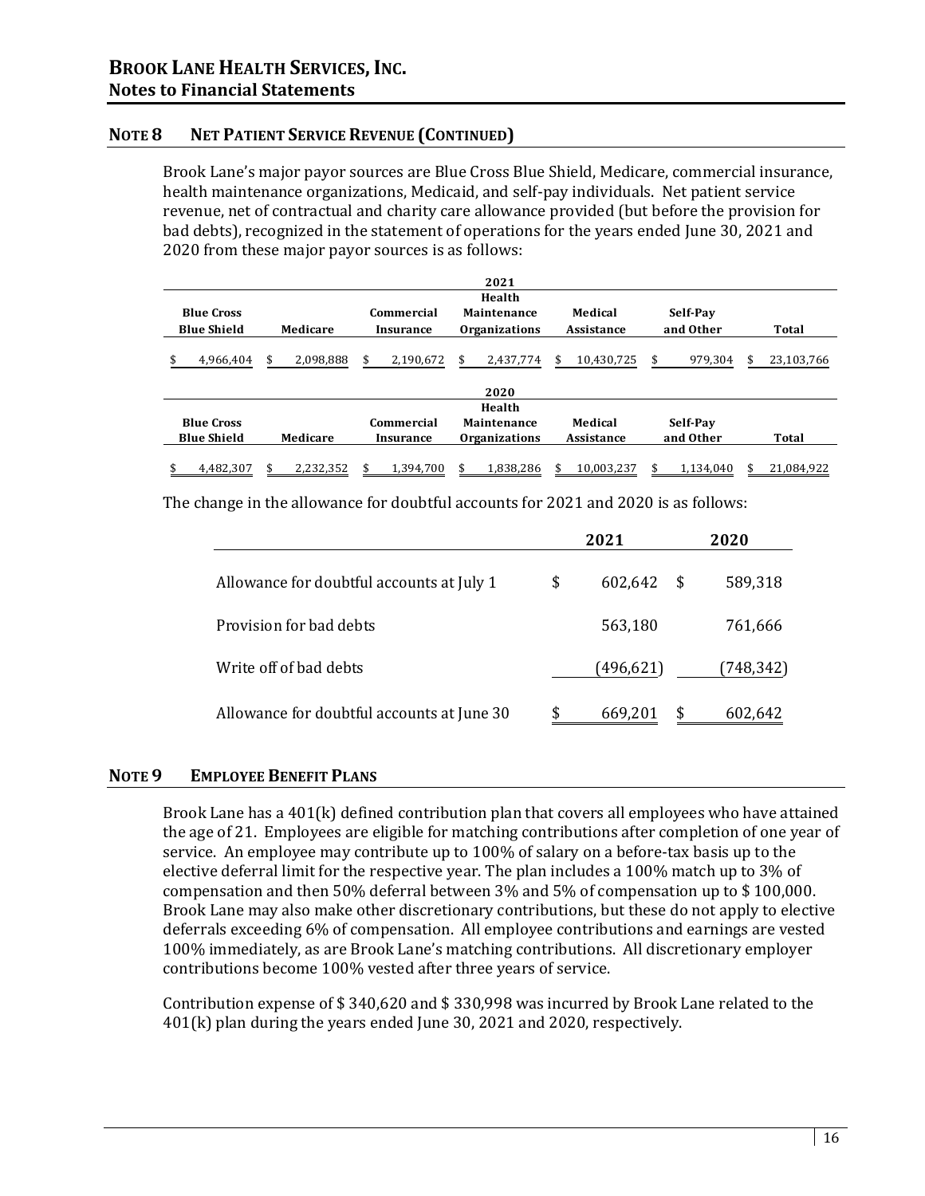# BROOK LANE HEALTH SERVICES, INC.
## Notes to Financial Statements

### NOTE 8 NET PATIENT SERVICE REVENUE (CONTINUED)

Brook Lane's major payor sources are Blue Cross Blue Shield, Medicare, commercial insurance, health maintenance organizations, Medicaid, and self-pay individuals. Net patient service revenue, net of contractual and charity care allowance provided (but before the provision for bad debts), recognized in the statement of operations for the years ended June 30, 2021 and 2020 from these major payor sources is as follows:

| 2021 | | | | | | |
|---|---|---|---|---|---|---|
| Blue Cross Blue Shield | Medicare | Commercial Insurance | Health Maintenance Organizations | Medical Assistance | Self-Pay and Other | Total |
| $ 4,966,404 | $ 2,098,888 | $ 2,190,672 | $ 2,437,774 | $ 10,430,725 | $ 979,304 | $ 23,103,766 |

| 2020 | | | | | | |
|---|---|---|---|---|---|---|
| Blue Cross Blue Shield | Medicare | Commercial Insurance | Health Maintenance Organizations | Medical Assistance | Self-Pay and Other | Total |
| $ 4,482,307 | $ 2,232,352 | $ 1,394,700 | $ 1,838,286 | $ 10,003,237 | $ 1,134,040 | $ 21,084,922 |

The change in the allowance for doubtful accounts for 2021 and 2020 is as follows:

| | 2021 | 2020 |
|---|---|---|
| Allowance for doubtful accounts at July 1 | $ 602,642 | $ 589,318 |
| Provision for bad debts | 563,180 | 761,666 |
| Write off of bad debts | (496,621) | (748,342) |
| Allowance for doubtful accounts at June 30 | $ 669,201 | $ 602,642 |

### NOTE 9 EMPLOYEE BENEFIT PLANS

Brook Lane has a 401(k) defined contribution plan that covers all employees who have attained the age of 21. Employees are eligible for matching contributions after completion of one year of service. An employee may contribute up to 100% of salary on a before-tax basis up to the elective deferral limit for the respective year. The plan includes a 100% match up to 3% of compensation and then 50% deferral between 3% and 5% of compensation up to $ 100,000. Brook Lane may also make other discretionary contributions, but these do not apply to elective deferrals exceeding 6% of compensation. All employee contributions and earnings are vested 100% immediately, as are Brook Lane's matching contributions. All discretionary employer contributions become 100% vested after three years of service.

Contribution expense of $ 340,620 and $ 330,998 was incurred by Brook Lane related to the 401(k) plan during the years ended June 30, 2021 and 2020, respectively.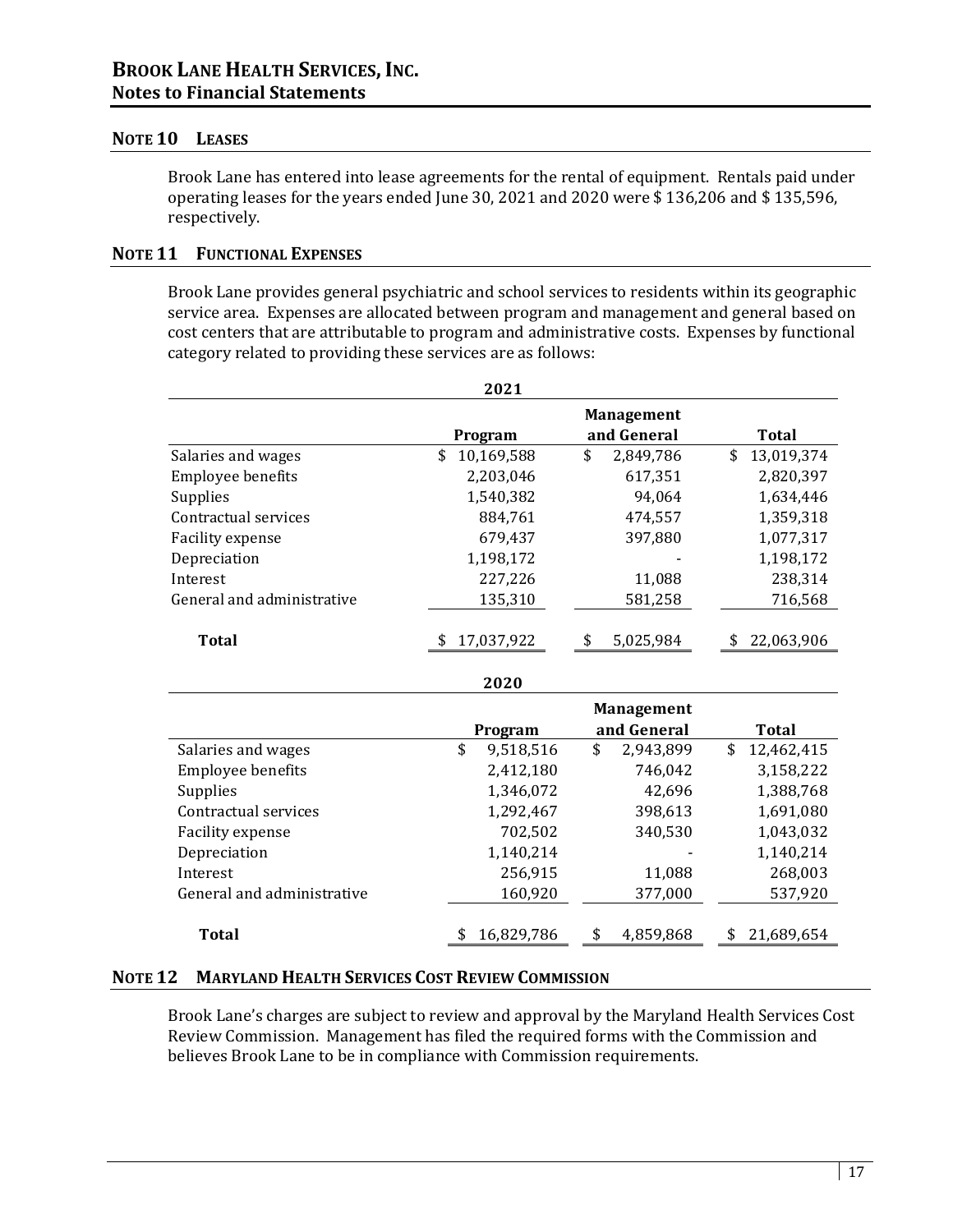## NOTE 10 LEASES

Brook Lane has entered into lease agreements for the rental of equipment. Rentals paid under operating leases for the years ended June 30, 2021 and 2020 were $ 136,206 and $ 135,596, respectively.

## NOTE 11 FUNCTIONAL EXPENSES

Brook Lane provides general psychiatric and school services to residents within its geographic service area. Expenses are allocated between program and management and general based on cost centers that are attributable to program and administrative costs. Expenses by functional category related to providing these services are as follows:

**2021**

| | Program | Management and General | Total |
|---|---|---|---|
| Salaries and wages | $ 10,169,588 | $ 2,849,786 | $ 13,019,374 |
| Employee benefits | 2,203,046 | 617,351 | 2,820,397 |
| Supplies | 1,540,382 | 94,064 | 1,634,446 |
| Contractual services | 884,761 | 474,557 | 1,359,318 |
| Facility expense | 679,437 | 397,880 | 1,077,317 |
| Depreciation | 1,198,172 | - | 1,198,172 |
| Interest | 227,226 | 11,088 | 238,314 |
| General and administrative | 135,310 | 581,258 | 716,568 |
| **Total** | $ 17,037,922 | $ 5,025,984 | $ 22,063,906 |

**2020**

| | Program | Management and General | Total |
|---|---|---|---|
| Salaries and wages | $ 9,518,516 | $ 2,943,899 | $ 12,462,415 |
| Employee benefits | 2,412,180 | 746,042 | 3,158,222 |
| Supplies | 1,346,072 | 42,696 | 1,388,768 |
| Contractual services | 1,292,467 | 398,613 | 1,691,080 |
| Facility expense | 702,502 | 340,530 | 1,043,032 |
| Depreciation | 1,140,214 | - | 1,140,214 |
| Interest | 256,915 | 11,088 | 268,003 |
| General and administrative | 160,920 | 377,000 | 537,920 |
| **Total** | $ 16,829,786 | $ 4,859,868 | $ 21,689,654 |

## NOTE 12 MARYLAND HEALTH SERVICES COST REVIEW COMMISSION

Brook Lane's charges are subject to review and approval by the Maryland Health Services Cost Review Commission. Management has filed the required forms with the Commission and believes Brook Lane to be in compliance with Commission requirements.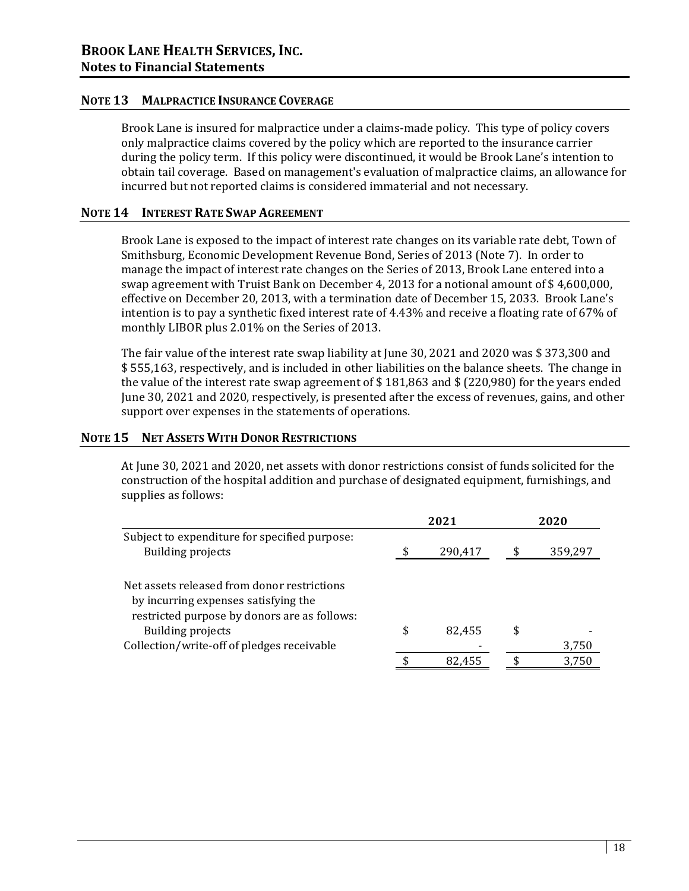## NOTE 13 MALPRACTICE INSURANCE COVERAGE

Brook Lane is insured for malpractice under a claims-made policy. This type of policy covers only malpractice claims covered by the policy which are reported to the insurance carrier during the policy term. If this policy were discontinued, it would be Brook Lane's intention to obtain tail coverage. Based on management's evaluation of malpractice claims, an allowance for incurred but not reported claims is considered immaterial and not necessary.

## NOTE 14 INTEREST RATE SWAP AGREEMENT

Brook Lane is exposed to the impact of interest rate changes on its variable rate debt, Town of Smithsburg, Economic Development Revenue Bond, Series of 2013 (Note 7). In order to manage the impact of interest rate changes on the Series of 2013, Brook Lane entered into a swap agreement with Truist Bank on December 4, 2013 for a notional amount of $ 4,600,000, effective on December 20, 2013, with a termination date of December 15, 2033. Brook Lane's intention is to pay a synthetic fixed interest rate of 4.43% and receive a floating rate of 67% of monthly LIBOR plus 2.01% on the Series of 2013.

The fair value of the interest rate swap liability at June 30, 2021 and 2020 was $ 373,300 and $ 555,163, respectively, and is included in other liabilities on the balance sheets. The change in the value of the interest rate swap agreement of $ 181,863 and $ (220,980) for the years ended June 30, 2021 and 2020, respectively, is presented after the excess of revenues, gains, and other support over expenses in the statements of operations.

## NOTE 15 NET ASSETS WITH DONOR RESTRICTIONS

At June 30, 2021 and 2020, net assets with donor restrictions consist of funds solicited for the construction of the hospital addition and purchase of designated equipment, furnishings, and supplies as follows:

| | 2021 | 2020 |
|---|---|---|
| Subject to expenditure for specified purpose: | | |
| Building projects | $ 290,417 | $ 359,297 |
| | | |
| Net assets released from donor restrictions by incurring expenses satisfying the restricted purpose by donors are as follows: | | |
| Building projects | $ 82,455 | $ - |
| Collection/write-off of pledges receivable | - | 3,750 |
| | $ 82,455 | $ 3,750 |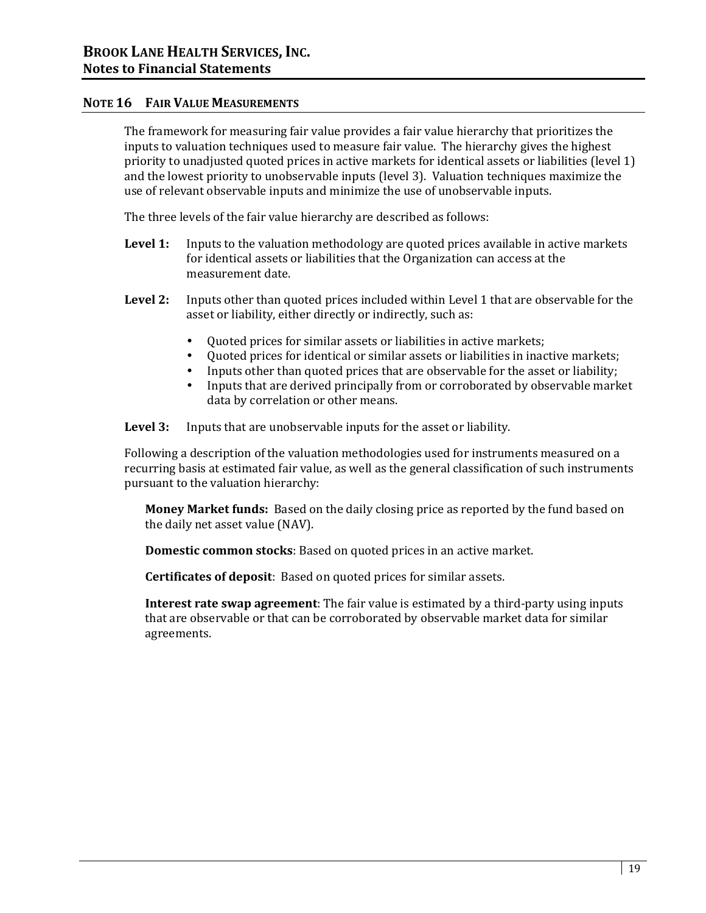## NOTE 16 FAIR VALUE MEASUREMENTS

The framework for measuring fair value provides a fair value hierarchy that prioritizes the inputs to valuation techniques used to measure fair value. The hierarchy gives the highest priority to unadjusted quoted prices in active markets for identical assets or liabilities (level 1) and the lowest priority to unobservable inputs (level 3). Valuation techniques maximize the use of relevant observable inputs and minimize the use of unobservable inputs.

The three levels of the fair value hierarchy are described as follows:

**Level 1:** Inputs to the valuation methodology are quoted prices available in active markets for identical assets or liabilities that the Organization can access at the measurement date.

**Level 2:** Inputs other than quoted prices included within Level 1 that are observable for the asset or liability, either directly or indirectly, such as:

- Quoted prices for similar assets or liabilities in active markets;
- Quoted prices for identical or similar assets or liabilities in inactive markets;
- Inputs other than quoted prices that are observable for the asset or liability;
- Inputs that are derived principally from or corroborated by observable market data by correlation or other means.

**Level 3:** Inputs that are unobservable inputs for the asset or liability.

Following a description of the valuation methodologies used for instruments measured on a recurring basis at estimated fair value, as well as the general classification of such instruments pursuant to the valuation hierarchy:

**Money Market funds:** Based on the daily closing price as reported by the fund based on the daily net asset value (NAV).

**Domestic common stocks**: Based on quoted prices in an active market.

**Certificates of deposit**: Based on quoted prices for similar assets.

**Interest rate swap agreement**: The fair value is estimated by a third-party using inputs that are observable or that can be corroborated by observable market data for similar agreements.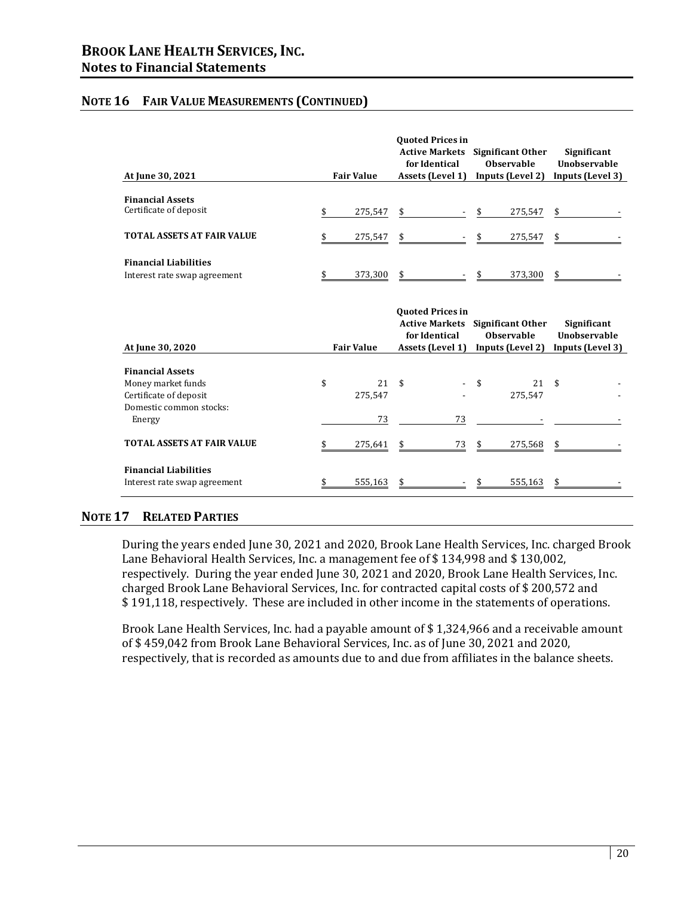## NOTE 16 FAIR VALUE MEASUREMENTS (CONTINUED)

| At June 30, 2021 | Fair Value | Quoted Prices in Active Markets for Identical Assets (Level 1) | Significant Other Observable Inputs (Level 2) | Significant Unobservable Inputs (Level 3) |
|---|---|---|---|---|
| **Financial Assets** | | | | |
| Certificate of deposit | $ 275,547 | $ - | $ 275,547 | $ - |
| **TOTAL ASSETS AT FAIR VALUE** | $ 275,547 | $ - | $ 275,547 | $ - |
| **Financial Liabilities** | | | | |
| Interest rate swap agreement | $ 373,300 | $ - | $ 373,300 | $ - |

| At June 30, 2020 | Fair Value | Quoted Prices in Active Markets for Identical Assets (Level 1) | Significant Other Observable Inputs (Level 2) | Significant Unobservable Inputs (Level 3) |
|---|---|---|---|---|
| **Financial Assets** | | | | |
| Money market funds | $ 21 | $ - | $ 21 | $ - |
| Certificate of deposit | 275,547 | - | 275,547 | - |
| Domestic common stocks: | | | | |
| Energy | 73 | 73 | - | - |
| **TOTAL ASSETS AT FAIR VALUE** | $ 275,641 | $ 73 | $ 275,568 | $ - |
| **Financial Liabilities** | | | | |
| Interest rate swap agreement | $ 555,163 | $ - | $ 555,163 | $ - |

## NOTE 17 RELATED PARTIES

During the years ended June 30, 2021 and 2020, Brook Lane Health Services, Inc. charged Brook Lane Behavioral Health Services, Inc. a management fee of $ 134,998 and $ 130,002, respectively. During the year ended June 30, 2021 and 2020, Brook Lane Health Services, Inc. charged Brook Lane Behavioral Services, Inc. for contracted capital costs of $ 200,572 and $ 191,118, respectively. These are included in other income in the statements of operations.

Brook Lane Health Services, Inc. had a payable amount of $ 1,324,966 and a receivable amount of $ 459,042 from Brook Lane Behavioral Services, Inc. as of June 30, 2021 and 2020, respectively, that is recorded as amounts due to and due from affiliates in the balance sheets.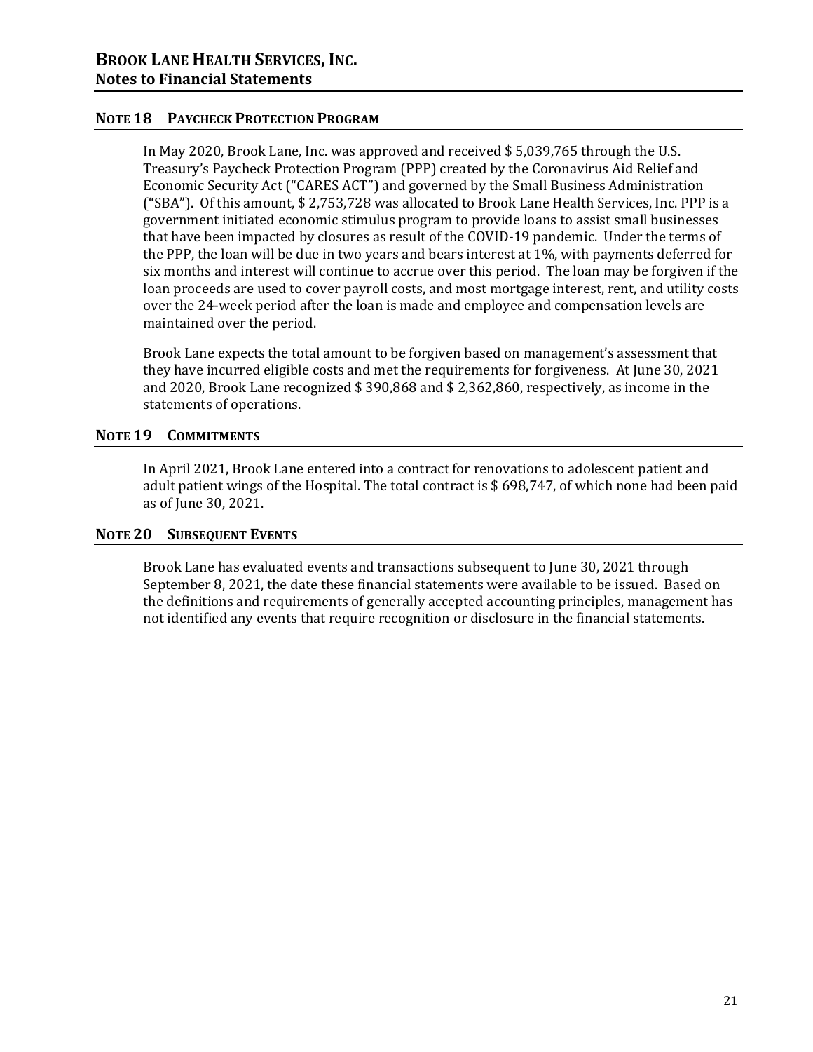## NOTE 18 PAYCHECK PROTECTION PROGRAM

In May 2020, Brook Lane, Inc. was approved and received $ 5,039,765 through the U.S. Treasury's Paycheck Protection Program (PPP) created by the Coronavirus Aid Relief and Economic Security Act ("CARES ACT") and governed by the Small Business Administration ("SBA"). Of this amount, $ 2,753,728 was allocated to Brook Lane Health Services, Inc. PPP is a government initiated economic stimulus program to provide loans to assist small businesses that have been impacted by closures as result of the COVID-19 pandemic. Under the terms of the PPP, the loan will be due in two years and bears interest at 1%, with payments deferred for six months and interest will continue to accrue over this period. The loan may be forgiven if the loan proceeds are used to cover payroll costs, and most mortgage interest, rent, and utility costs over the 24-week period after the loan is made and employee and compensation levels are maintained over the period.

Brook Lane expects the total amount to be forgiven based on management's assessment that they have incurred eligible costs and met the requirements for forgiveness. At June 30, 2021 and 2020, Brook Lane recognized $ 390,868 and $ 2,362,860, respectively, as income in the statements of operations.

## NOTE 19 COMMITMENTS

In April 2021, Brook Lane entered into a contract for renovations to adolescent patient and adult patient wings of the Hospital. The total contract is $ 698,747, of which none had been paid as of June 30, 2021.

## NOTE 20 SUBSEQUENT EVENTS

Brook Lane has evaluated events and transactions subsequent to June 30, 2021 through September 8, 2021, the date these financial statements were available to be issued. Based on the definitions and requirements of generally accepted accounting principles, management has not identified any events that require recognition or disclosure in the financial statements.